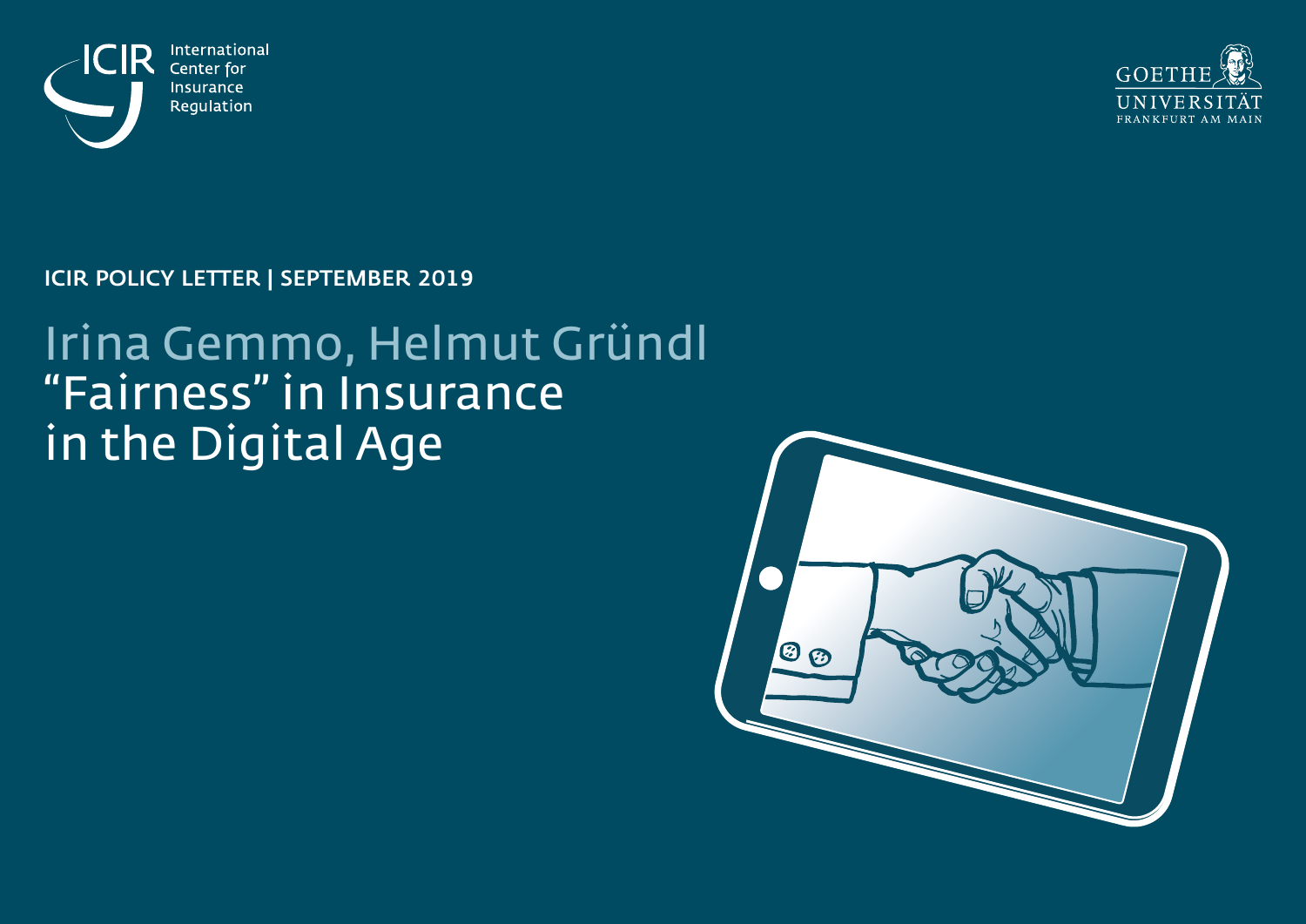ICIR International Center for Insurance Regulation

GOETHE UNIVERSITÄT FRANKFURT AM MAIN

**ICIR POLICY LETTER | SEPTEMBER 2019**

Irina Gemmo, Helmut Gründl

# "Fairness" in Insurance in the Digital Age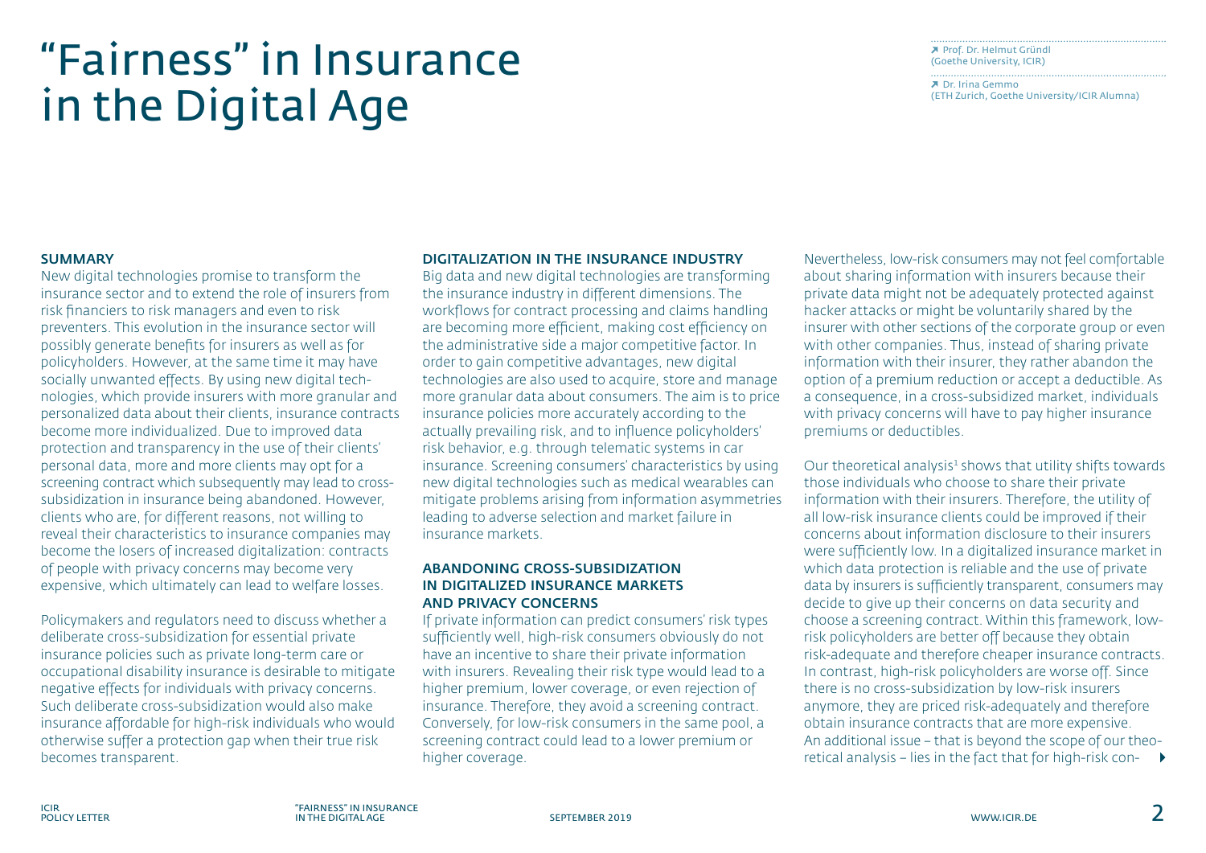# "Fairness" in Insurance in the Digital Age

↗ Prof. Dr. Helmut Gründl (Goethe University, ICIR)

↗ Dr. Irina Gemmo (ETH Zurich, Goethe University/ICIR Alumna)

## SUMMARY

New digital technologies promise to transform the insurance sector and to extend the role of insurers from risk financiers to risk managers and even to risk preventers. This evolution in the insurance sector will possibly generate benefits for insurers as well as for policyholders. However, at the same time it may have socially unwanted effects. By using new digital technologies, which provide insurers with more granular and personalized data about their clients, insurance contracts become more individualized. Due to improved data protection and transparency in the use of their clients' personal data, more and more clients may opt for a screening contract which subsequently may lead to cross-subsidization in insurance being abandoned. However, clients who are, for different reasons, not willing to reveal their characteristics to insurance companies may become the losers of increased digitalization: contracts of people with privacy concerns may become very expensive, which ultimately can lead to welfare losses.

Policymakers and regulators need to discuss whether a deliberate cross-subsidization for essential private insurance policies such as private long-term care or occupational disability insurance is desirable to mitigate negative effects for individuals with privacy concerns. Such deliberate cross-subsidization would also make insurance affordable for high-risk individuals who would otherwise suffer a protection gap when their true risk becomes transparent.

## DIGITALIZATION IN THE INSURANCE INDUSTRY

Big data and new digital technologies are transforming the insurance industry in different dimensions. The workflows for contract processing and claims handling are becoming more efficient, making cost efficiency on the administrative side a major competitive factor. In order to gain competitive advantages, new digital technologies are also used to acquire, store and manage more granular data about consumers. The aim is to price insurance policies more accurately according to the actually prevailing risk, and to influence policyholders' risk behavior, e.g. through telematic systems in car insurance. Screening consumers' characteristics by using new digital technologies such as medical wearables can mitigate problems arising from information asymmetries leading to adverse selection and market failure in insurance markets.

## ABANDONING CROSS-SUBSIDIZATION IN DIGITALIZED INSURANCE MARKETS AND PRIVACY CONCERNS

If private information can predict consumers' risk types sufficiently well, high-risk consumers obviously do not have an incentive to share their private information with insurers. Revealing their risk type would lead to a higher premium, lower coverage, or even rejection of insurance. Therefore, they avoid a screening contract. Conversely, for low-risk consumers in the same pool, a screening contract could lead to a lower premium or higher coverage.

Nevertheless, low-risk consumers may not feel comfortable about sharing information with insurers because their private data might not be adequately protected against hacker attacks or might be voluntarily shared by the insurer with other sections of the corporate group or even with other companies. Thus, instead of sharing private information with their insurer, they rather abandon the option of a premium reduction or accept a deductible. As a consequence, in a cross-subsidized market, individuals with privacy concerns will have to pay higher insurance premiums or deductibles.

Our theoretical analysis[1] shows that utility shifts towards those individuals who choose to share their private information with their insurers. Therefore, the utility of all low-risk insurance clients could be improved if their concerns about information disclosure to their insurers were sufficiently low. In a digitalized insurance market in which data protection is reliable and the use of private data by insurers is sufficiently transparent, consumers may decide to give up their concerns on data security and choose a screening contract. Within this framework, low-risk policyholders are better off because they obtain risk-adequate and therefore cheaper insurance contracts. In contrast, high-risk policyholders are worse off. Since there is no cross-subsidization by low-risk insurers anymore, they are priced risk-adequately and therefore obtain insurance contracts that are more expensive. An additional issue – that is beyond the scope of our theoretical analysis – lies in the fact that for high-risk con-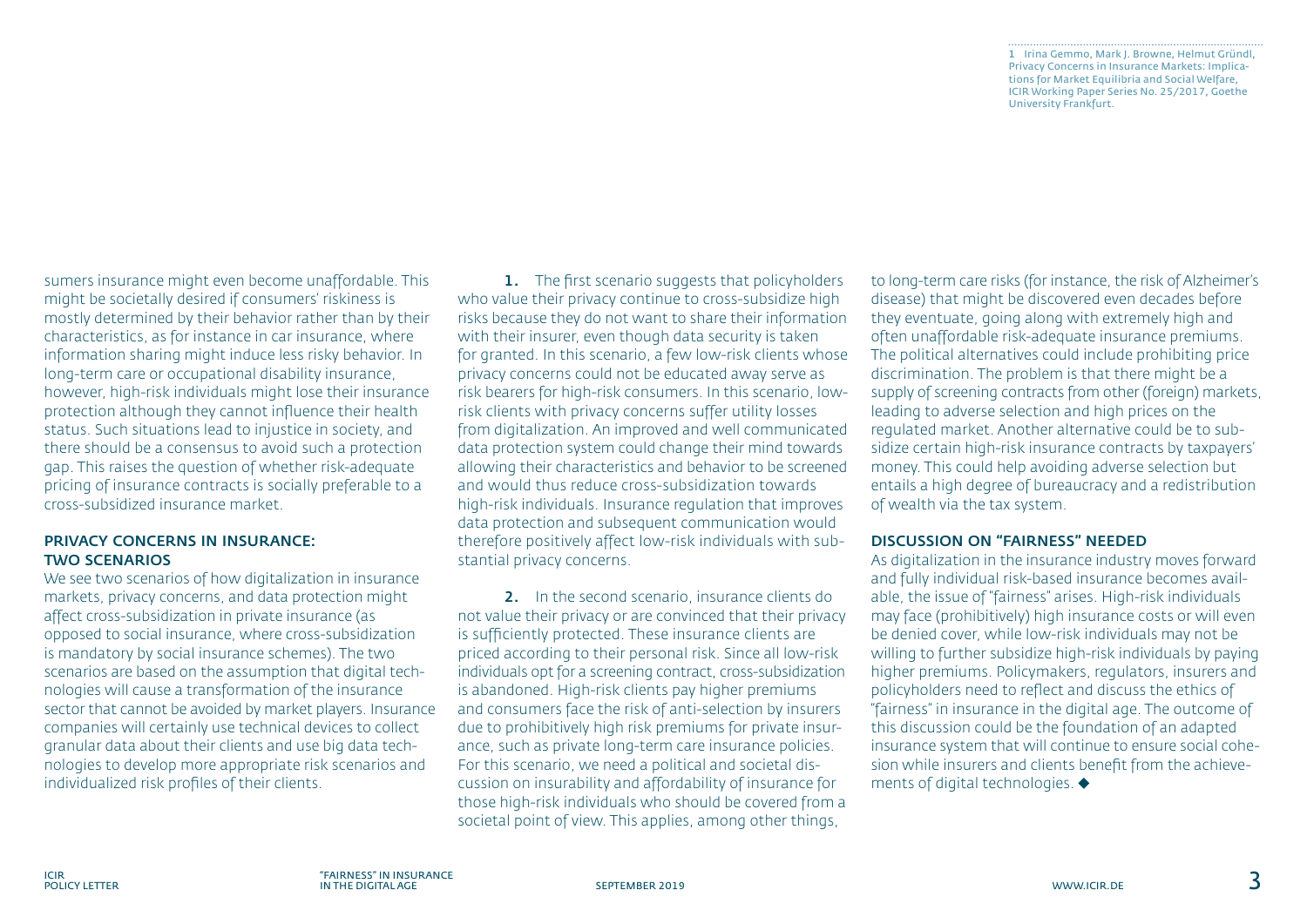sumers insurance might even become unaffordable. This might be societally desired if consumers' riskiness is mostly determined by their behavior rather than by their characteristics, as for instance in car insurance, where information sharing might induce less risky behavior. In long-term care or occupational disability insurance, however, high-risk individuals might lose their insurance protection although they cannot influence their health status. Such situations lead to injustice in society, and there should be a consensus to avoid such a protection gap. This raises the question of whether risk-adequate pricing of insurance contracts is socially preferable to a cross-subsidized insurance market.

## PRIVACY CONCERNS IN INSURANCE: TWO SCENARIOS

We see two scenarios of how digitalization in insurance markets, privacy concerns, and data protection might affect cross-subsidization in private insurance (as opposed to social insurance, where cross-subsidization is mandatory by social insurance schemes). The two scenarios are based on the assumption that digital technologies will cause a transformation of the insurance sector that cannot be avoided by market players. Insurance companies will certainly use technical devices to collect granular data about their clients and use big data technologies to develop more appropriate risk scenarios and individualized risk profiles of their clients.

**1.** The first scenario suggests that policyholders who value their privacy continue to cross-subsidize high risks because they do not want to share their information with their insurer, even though data security is taken for granted. In this scenario, a few low-risk clients whose privacy concerns could not be educated away serve as risk bearers for high-risk consumers. In this scenario, low-risk clients with privacy concerns suffer utility losses from digitalization. An improved and well communicated data protection system could change their mind towards allowing their characteristics and behavior to be screened and would thus reduce cross-subsidization towards high-risk individuals. Insurance regulation that improves data protection and subsequent communication would therefore positively affect low-risk individuals with substantial privacy concerns.

**2.** In the second scenario, insurance clients do not value their privacy or are convinced that their privacy is sufficiently protected. These insurance clients are priced according to their personal risk. Since all low-risk individuals opt for a screening contract, cross-subsidization is abandoned. High-risk clients pay higher premiums and consumers face the risk of anti-selection by insurers due to prohibitively high risk premiums for private insurance, such as private long-term care insurance policies. For this scenario, we need a political and societal discussion on insurability and affordability of insurance for those high-risk individuals who should be covered from a societal point of view. This applies, among other things, to long-term care risks (for instance, the risk of Alzheimer's disease) that might be discovered even decades before they eventuate, going along with extremely high and often unaffordable risk-adequate insurance premiums. The political alternatives could include prohibiting price discrimination. The problem is that there might be a supply of screening contracts from other (foreign) markets, leading to adverse selection and high prices on the regulated market. Another alternative could be to subsidize certain high-risk insurance contracts by taxpayers' money. This could help avoiding adverse selection but entails a high degree of bureaucracy and a redistribution of wealth via the tax system.

## DISCUSSION ON "FAIRNESS" NEEDED

As digitalization in the insurance industry moves forward and fully individual risk-based insurance becomes available, the issue of "fairness" arises. High-risk individuals may face (prohibitively) high insurance costs or will even be denied cover, while low-risk individuals may not be willing to further subsidize high-risk individuals by paying higher premiums. Policymakers, regulators, insurers and policyholders need to reflect and discuss the ethics of "fairness" in insurance in the digital age. The outcome of this discussion could be the foundation of an adapted insurance system that will continue to ensure social cohesion while insurers and clients benefit from the achievements of digital technologies. ◆

---

1 Irina Gemmo, Mark J. Browne, Helmut Gründl, Privacy Concerns in Insurance Markets: Implications for Market Equilibria and Social Welfare, ICIR Working Paper Series No. 25/2017, Goethe University Frankfurt.